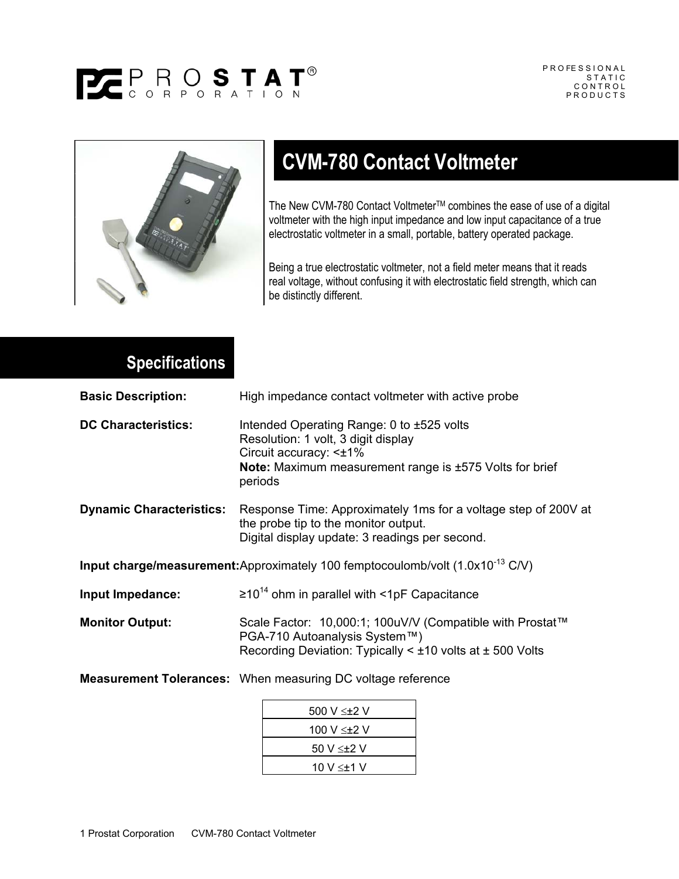PROSTAT® CORPORATION

PROFESSIONAL STATIC CONTROL PRODUCTS

# CVM-780 Contact Voltmeter

The New CVM-780 Contact Voltmeter™ combines the ease of use of a digital voltmeter with the high input impedance and low input capacitance of a true electrostatic voltmeter in a small, portable, battery operated package.

Being a true electrostatic voltmeter, not a field meter means that it reads real voltage, without confusing it with electrostatic field strength, which can be distinctly different.

## Specifications

**Basic Description:** High impedance contact voltmeter with active probe

**DC Characteristics:** Intended Operating Range: 0 to ±525 volts
Resolution: 1 volt, 3 digit display
Circuit accuracy: <±1%
**Note:** Maximum measurement range is ±575 Volts for brief periods

**Dynamic Characteristics:** Response Time: Approximately 1ms for a voltage step of 200V at the probe tip to the monitor output.
Digital display update: 3 readings per second.

**Input charge/measurement:** Approximately 100 femptocoulomb/volt ($1.0 \times 10^{-13}$ C/V)

**Input Impedance:** $\geq 10^{14}$ ohm in parallel with <1pF Capacitance

**Monitor Output:** Scale Factor: 10,000:1; 100uV/V (Compatible with Prostat™ PGA-710 Autoanalysis System™)
Recording Deviation: Typically < ±10 volts at ± 500 Volts

**Measurement Tolerances:** When measuring DC voltage reference

| Reference |
|---|
| 500 V ≤±2 V |
| 100 V ≤±2 V |
| 50 V ≤±2 V |
| 10 V ≤±1 V |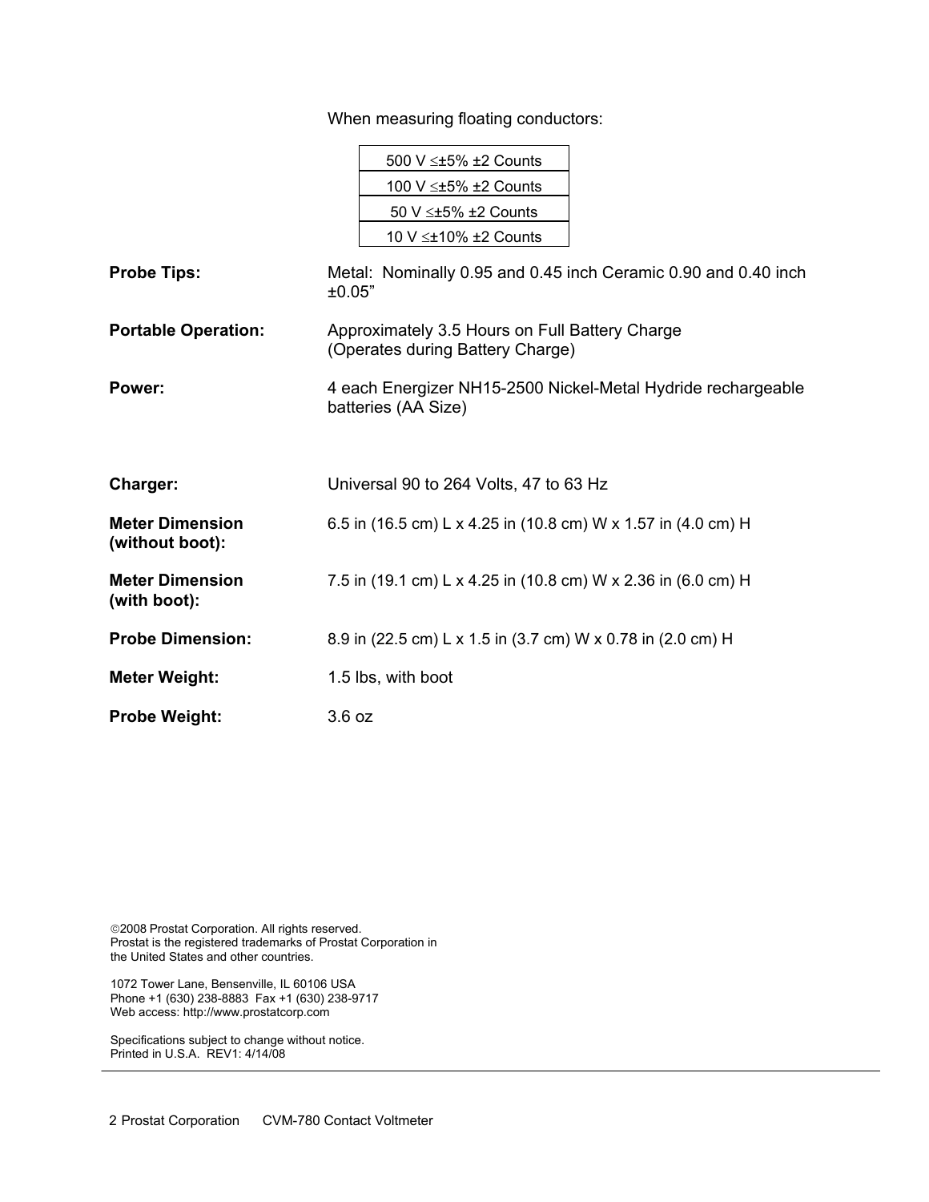When measuring floating conductors:

| |
|---|
| 500 V ≤±5% ±2 Counts |
| 100 V ≤±5% ±2 Counts |
| 50 V ≤±5% ±2 Counts |
| 10 V ≤±10% ±2 Counts |

**Probe Tips:** Metal: Nominally 0.95 and 0.45 inch Ceramic 0.90 and 0.40 inch ±0.05"

**Portable Operation:** Approximately 3.5 Hours on Full Battery Charge (Operates during Battery Charge)

**Power:** 4 each Energizer NH15-2500 Nickel-Metal Hydride rechargeable batteries (AA Size)

**Charger:** Universal 90 to 264 Volts, 47 to 63 Hz

**Meter Dimension (without boot):** 6.5 in (16.5 cm) L x 4.25 in (10.8 cm) W x 1.57 in (4.0 cm) H

**Meter Dimension (with boot):** 7.5 in (19.1 cm) L x 4.25 in (10.8 cm) W x 2.36 in (6.0 cm) H

**Probe Dimension:** 8.9 in (22.5 cm) L x 1.5 in (3.7 cm) W x 0.78 in (2.0 cm) H

**Meter Weight:** 1.5 lbs, with boot

**Probe Weight:** 3.6 oz

©2008 Prostat Corporation. All rights reserved.
Prostat is the registered trademarks of Prostat Corporation in the United States and other countries.

1072 Tower Lane, Bensenville, IL 60106 USA
Phone +1 (630) 238-8883 Fax +1 (630) 238-9717
Web access: http://www.prostatcorp.com

Specifications subject to change without notice.
Printed in U.S.A. REV1: 4/14/08